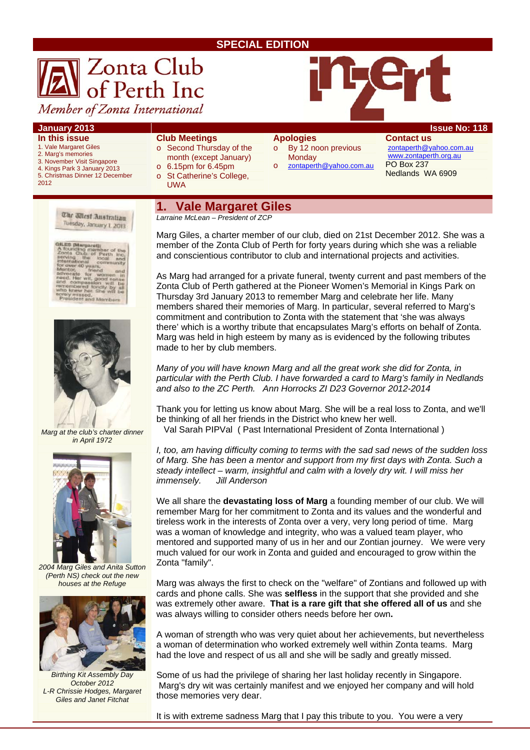SPECIAL EDITION

# Zonta Club of Perth Inc

*Member of Zonta International*

inZert

**January 2013** — **Issue No: 118**

**In this issue**

1. Vale Margaret Giles
2. Marg's memories
3. November Visit Singapore
4. Kings Park 3 January 2013
5. Christmas Dinner 12 December 2012

**Club Meetings**

- Second Thursday of the month (except January)
- 6.15pm for 6.45pm
- St Catherine's College, UWA

**Apologies**

- By 12 noon previous Monday
- zontaperth@yahoo.com.au

**Contact us**

zontaperth@yahoo.com.au
www.zontaperth.org.au
PO Box 237
Nedlands WA 6909

## 1. Vale Margaret Giles

*Larraine McLean – President of ZCP*

Marg Giles, a charter member of our club, died on 21st December 2012. She was a member of the Zonta Club of Perth for forty years during which she was a reliable and conscientious contributor to club and international projects and activities.

As Marg had arranged for a private funeral, twenty current and past members of the Zonta Club of Perth gathered at the Pioneer Women's Memorial in Kings Park on Thursday 3rd January 2013 to remember Marg and celebrate her life. Many members shared their memories of Marg. In particular, several referred to Marg's commitment and contribution to Zonta with the statement that 'she was always there' which is a worthy tribute that encapsulates Marg's efforts on behalf of Zonta. Marg was held in high esteem by many as is evidenced by the following tributes made to her by club members.

*Many of you will have known Marg and all the great work she did for Zonta, in particular with the Perth Club. I have forwarded a card to Marg's family in Nedlands and also to the ZC Perth. Ann Horrocks ZI D23 Governor 2012-2014*

Thank you for letting us know about Marg. She will be a real loss to Zonta, and we'll be thinking of all her friends in the District who knew her well.
Val Sarah PIPVal ( Past International President of Zonta International )

*I, too, am having difficulty coming to terms with the sad sad news of the sudden loss of Marg. She has been a mentor and support from my first days with Zonta. Such a steady intellect – warm, insightful and calm with a lovely dry wit. I will miss her immensely. Jill Anderson*

We all share the **devastating loss of Marg** a founding member of our club. We will remember Marg for her commitment to Zonta and its values and the wonderful and tireless work in the interests of Zonta over a very, very long period of time. Marg was a woman of knowledge and integrity, who was a valued team player, who mentored and supported many of us in her and our Zontian journey. We were very much valued for our work in Zonta and guided and encouraged to grow within the Zonta "family".

Marg was always the first to check on the "welfare" of Zontians and followed up with cards and phone calls. She was **selfless** in the support that she provided and she was extremely other aware. **That is a rare gift that she offered all of us** and she was always willing to consider others needs before her own**.**

A woman of strength who was very quiet about her achievements, but nevertheless a woman of determination who worked extremely well within Zonta teams. Marg had the love and respect of us all and she will be sadly and greatly missed.

Some of us had the privilege of sharing her last holiday recently in Singapore. Marg's dry wit was certainly manifest and we enjoyed her company and will hold those memories very dear.

It is with extreme sadness Marg that I pay this tribute to you. You were a very

*The West Australian, Tuesday, January 1, 2013*

GILES (Margaret): A founding member of the Zonta Club of Perth Inc, serving the local and international community for over 40 years. Mentor, friend and advocate for women in need. Her wit, good sense and compassion will be remembered fondly by all who knew her. She will be sorely missed. President and Members

*Marg at the club's charter dinner in April 1972*

*2004 Marg Giles and Anita Sutton (Perth NS) check out the new houses at the Refuge*

*Birthing Kit Assembly Day October 2012 L-R Chrissie Hodges, Margaret Giles and Janet Fitchat*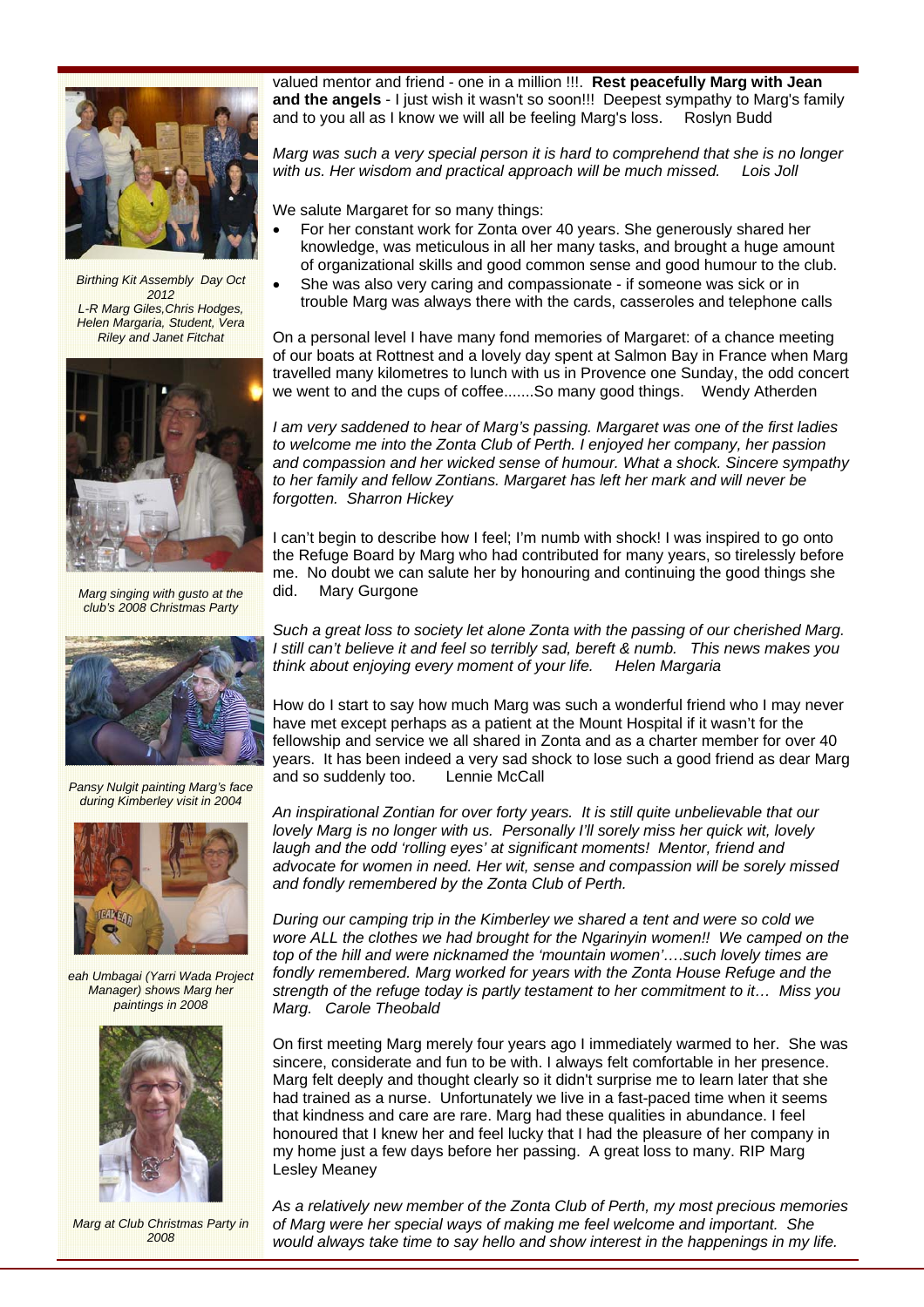Birthing Kit Assembly Day Oct 2012
L-R Marg Giles,Chris Hodges, Helen Margaria, Student, Vera Riley and Janet Fitchat

Marg singing with gusto at the club's 2008 Christmas Party

Pansy Nulgit painting Marg's face during Kimberley visit in 2004

eah Umbagai (Yarri Wada Project Manager) shows Marg her paintings in 2008

Marg at Club Christmas Party in 2008

valued mentor and friend - one in a million !!!. **Rest peacefully Marg with Jean and the angels** - I just wish it wasn't so soon!!! Deepest sympathy to Marg's family and to you all as I know we will all be feeling Marg's loss. Roslyn Budd

*Marg was such a very special person it is hard to comprehend that she is no longer with us. Her wisdom and practical approach will be much missed. Lois Joll*

We salute Margaret for so many things:

- For her constant work for Zonta over 40 years. She generously shared her knowledge, was meticulous in all her many tasks, and brought a huge amount of organizational skills and good common sense and good humour to the club.
- She was also very caring and compassionate - if someone was sick or in trouble Marg was always there with the cards, casseroles and telephone calls

On a personal level I have many fond memories of Margaret: of a chance meeting of our boats at Rottnest and a lovely day spent at Salmon Bay in France when Marg travelled many kilometres to lunch with us in Provence one Sunday, the odd concert we went to and the cups of coffee.......So many good things. Wendy Atherden

*I am very saddened to hear of Marg's passing. Margaret was one of the first ladies to welcome me into the Zonta Club of Perth. I enjoyed her company, her passion and compassion and her wicked sense of humour. What a shock. Sincere sympathy to her family and fellow Zontians. Margaret has left her mark and will never be forgotten. Sharron Hickey*

I can't begin to describe how I feel; I'm numb with shock! I was inspired to go onto the Refuge Board by Marg who had contributed for many years, so tirelessly before me. No doubt we can salute her by honouring and continuing the good things she did. Mary Gurgone

*Such a great loss to society let alone Zonta with the passing of our cherished Marg. I still can't believe it and feel so terribly sad, bereft & numb. This news makes you think about enjoying every moment of your life. Helen Margaria*

How do I start to say how much Marg was such a wonderful friend who I may never have met except perhaps as a patient at the Mount Hospital if it wasn't for the fellowship and service we all shared in Zonta and as a charter member for over 40 years. It has been indeed a very sad shock to lose such a good friend as dear Marg and so suddenly too. Lennie McCall

*An inspirational Zontian for over forty years. It is still quite unbelievable that our lovely Marg is no longer with us. Personally I'll sorely miss her quick wit, lovely laugh and the odd 'rolling eyes' at significant moments! Mentor, friend and advocate for women in need. Her wit, sense and compassion will be sorely missed and fondly remembered by the Zonta Club of Perth.*

*During our camping trip in the Kimberley we shared a tent and were so cold we wore ALL the clothes we had brought for the Ngarinyin women!! We camped on the top of the hill and were nicknamed the 'mountain women'….such lovely times are fondly remembered. Marg worked for years with the Zonta House Refuge and the strength of the refuge today is partly testament to her commitment to it… Miss you Marg. Carole Theobald*

On first meeting Marg merely four years ago I immediately warmed to her. She was sincere, considerate and fun to be with. I always felt comfortable in her presence. Marg felt deeply and thought clearly so it didn't surprise me to learn later that she had trained as a nurse. Unfortunately we live in a fast-paced time when it seems that kindness and care are rare. Marg had these qualities in abundance. I feel honoured that I knew her and feel lucky that I had the pleasure of her company in my home just a few days before her passing. A great loss to many. RIP Marg Lesley Meaney

*As a relatively new member of the Zonta Club of Perth, my most precious memories of Marg were her special ways of making me feel welcome and important. She would always take time to say hello and show interest in the happenings in my life.*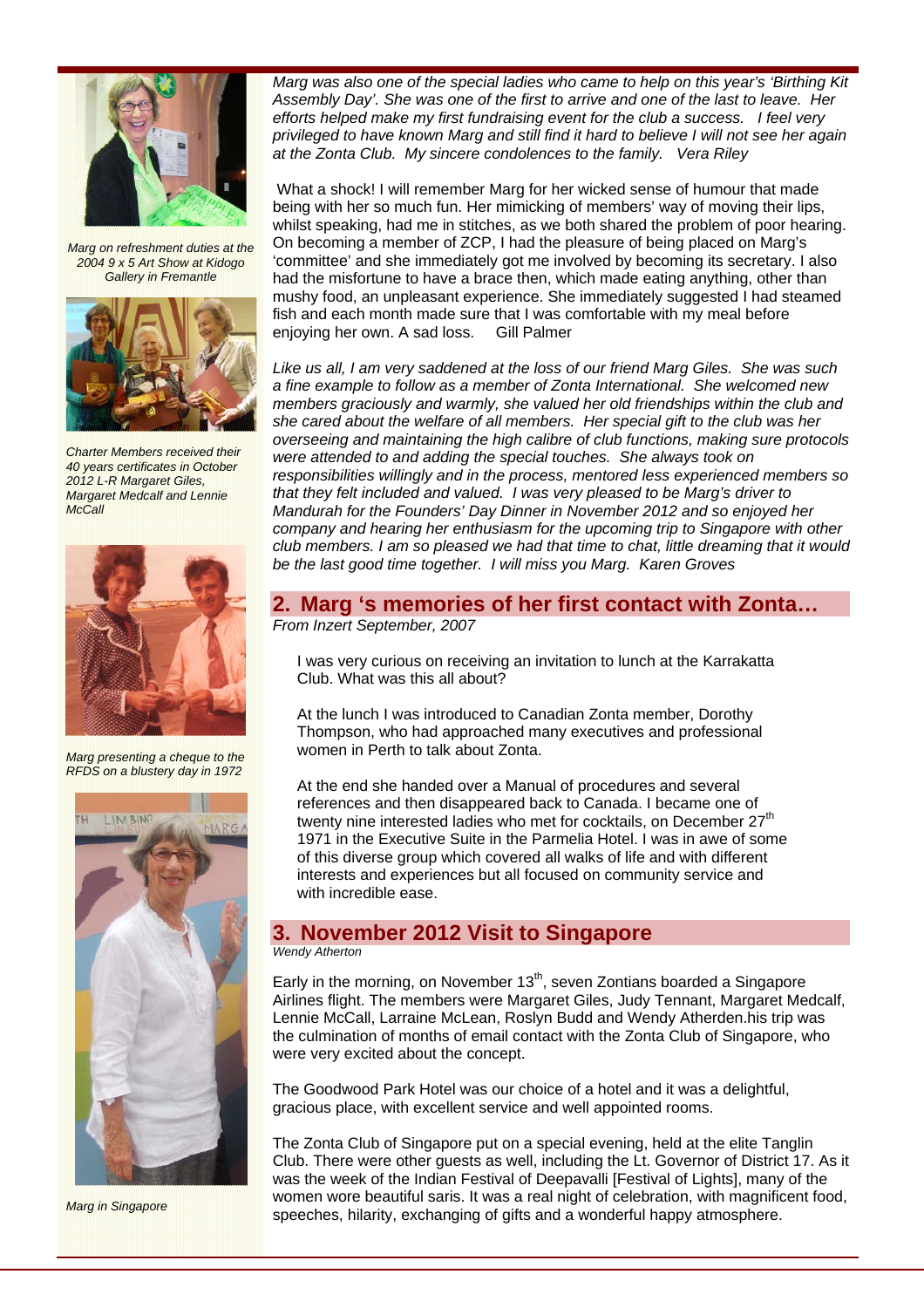Marg on refreshment duties at the 2004 9 x 5 Art Show at Kidogo Gallery in Fremantle

Charter Members received their 40 years certificates in October 2012 L-R Margaret Giles, Margaret Medcalf and Lennie McCall

Marg presenting a cheque to the RFDS on a blustery day in 1972

Marg in Singapore

*Marg was also one of the special ladies who came to help on this year's 'Birthing Kit Assembly Day'. She was one of the first to arrive and one of the last to leave. Her efforts helped make my first fundraising event for the club a success. I feel very privileged to have known Marg and still find it hard to believe I will not see her again at the Zonta Club. My sincere condolences to the family. Vera Riley*

What a shock! I will remember Marg for her wicked sense of humour that made being with her so much fun. Her mimicking of members' way of moving their lips, whilst speaking, had me in stitches, as we both shared the problem of poor hearing. On becoming a member of ZCP, I had the pleasure of being placed on Marg's 'committee' and she immediately got me involved by becoming its secretary. I also had the misfortune to have a brace then, which made eating anything, other than mushy food, an unpleasant experience. She immediately suggested I had steamed fish and each month made sure that I was comfortable with my meal before enjoying her own. A sad loss. Gill Palmer

*Like us all, I am very saddened at the loss of our friend Marg Giles. She was such a fine example to follow as a member of Zonta International. She welcomed new members graciously and warmly, she valued her old friendships within the club and she cared about the welfare of all members. Her special gift to the club was her overseeing and maintaining the high calibre of club functions, making sure protocols were attended to and adding the special touches. She always took on responsibilities willingly and in the process, mentored less experienced members so that they felt included and valued. I was very pleased to be Marg's driver to Mandurah for the Founders' Day Dinner in November 2012 and so enjoyed her company and hearing her enthusiasm for the upcoming trip to Singapore with other club members. I am so pleased we had that time to chat, little dreaming that it would be the last good time together. I will miss you Marg. Karen Groves*

## 2. Marg 's memories of her first contact with Zonta…

*From Inzert September, 2007*

I was very curious on receiving an invitation to lunch at the Karrakatta Club. What was this all about?

At the lunch I was introduced to Canadian Zonta member, Dorothy Thompson, who had approached many executives and professional women in Perth to talk about Zonta.

At the end she handed over a Manual of procedures and several references and then disappeared back to Canada. I became one of twenty nine interested ladies who met for cocktails, on December 27th 1971 in the Executive Suite in the Parmelia Hotel. I was in awe of some of this diverse group which covered all walks of life and with different interests and experiences but all focused on community service and with incredible ease.

## 3. November 2012 Visit to Singapore

*Wendy Atherton*

Early in the morning, on November 13th, seven Zontians boarded a Singapore Airlines flight. The members were Margaret Giles, Judy Tennant, Margaret Medcalf, Lennie McCall, Larraine McLean, Roslyn Budd and Wendy Atherden.his trip was the culmination of months of email contact with the Zonta Club of Singapore, who were very excited about the concept.

The Goodwood Park Hotel was our choice of a hotel and it was a delightful, gracious place, with excellent service and well appointed rooms.

The Zonta Club of Singapore put on a special evening, held at the elite Tanglin Club. There were other guests as well, including the Lt. Governor of District 17. As it was the week of the Indian Festival of Deepavalli [Festival of Lights], many of the women wore beautiful saris. It was a real night of celebration, with magnificent food, speeches, hilarity, exchanging of gifts and a wonderful happy atmosphere.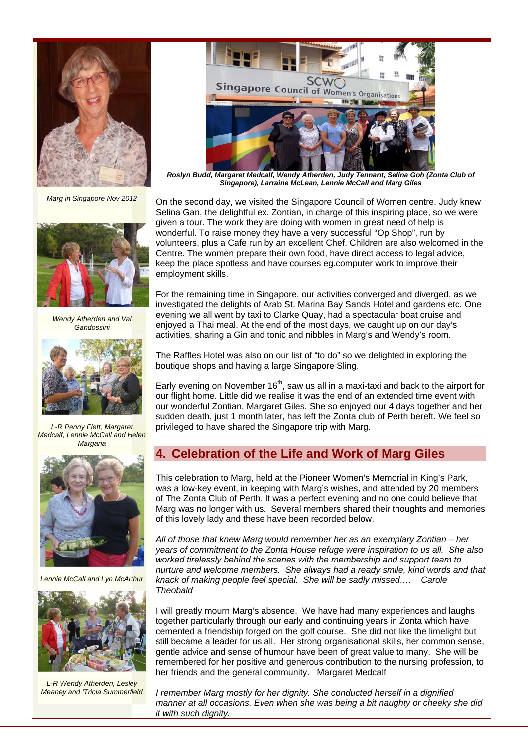Roslyn Budd, Margaret Medcalf, Wendy Atherden, Judy Tennant, Selina Goh (Zonta Club of Singapore), Larraine McLean, Lennie McCall and Marg Giles

Marg in Singapore Nov 2012

On the second day, we visited the Singapore Council of Women centre. Judy knew Selina Gan, the delightful ex. Zontian, in charge of this inspiring place, so we were given a tour. The work they are doing with women in great need of help is wonderful. To raise money they have a very successful "Op Shop", run by volunteers, plus a Cafe run by an excellent Chef. Children are also welcomed in the Centre. The women prepare their own food, have direct access to legal advice, keep the place spotless and have courses eg.computer work to improve their employment skills.

For the remaining time in Singapore, our activities converged and diverged, as we investigated the delights of Arab St. Marina Bay Sands Hotel and gardens etc. One evening we all went by taxi to Clarke Quay, had a spectacular boat cruise and enjoyed a Thai meal. At the end of the most days, we caught up on our day's activities, sharing a Gin and tonic and nibbles in Marg's and Wendy's room.

The Raffles Hotel was also on our list of "to do" so we delighted in exploring the boutique shops and having a large Singapore Sling.

Early evening on November 16th, saw us all in a maxi-taxi and back to the airport for our flight home. Little did we realise it was the end of an extended time event with our wonderful Zontian, Margaret Giles. She so enjoyed our 4 days together and her sudden death, just 1 month later, has left the Zonta club of Perth bereft. We feel so privileged to have shared the Singapore trip with Marg.

Wendy Atherden and Val Gandossini

L-R Penny Flett, Margaret Medcalf, Lennie McCall and Helen Margaria

## 4. Celebration of the Life and Work of Marg Giles

This celebration to Marg, held at the Pioneer Women's Memorial in King's Park, was a low-key event, in keeping with Marg's wishes, and attended by 20 members of The Zonta Club of Perth. It was a perfect evening and no one could believe that Marg was no longer with us. Several members shared their thoughts and memories of this lovely lady and these have been recorded below.

*All of those that knew Marg would remember her as an exemplary Zontian – her years of commitment to the Zonta House refuge were inspiration to us all. She also worked tirelessly behind the scenes with the membership and support team to nurture and welcome members. She always had a ready smile, kind words and that knack of making people feel special. She will be sadly missed…. Carole Theobald*

Lennie McCall and Lyn McArthur

I will greatly mourn Marg's absence. We have had many experiences and laughs together particularly through our early and continuing years in Zonta which have cemented a friendship forged on the golf course. She did not like the limelight but still became a leader for us all. Her strong organisational skills, her common sense, gentle advice and sense of humour have been of great value to many. She will be remembered for her positive and generous contribution to the nursing profession, to her friends and the general community. Margaret Medcalf

L-R Wendy Atherden, Lesley Meaney and 'Tricia Summerfield

*I remember Marg mostly for her dignity. She conducted herself in a dignified manner at all occasions. Even when she was being a bit naughty or cheeky she did it with such dignity.*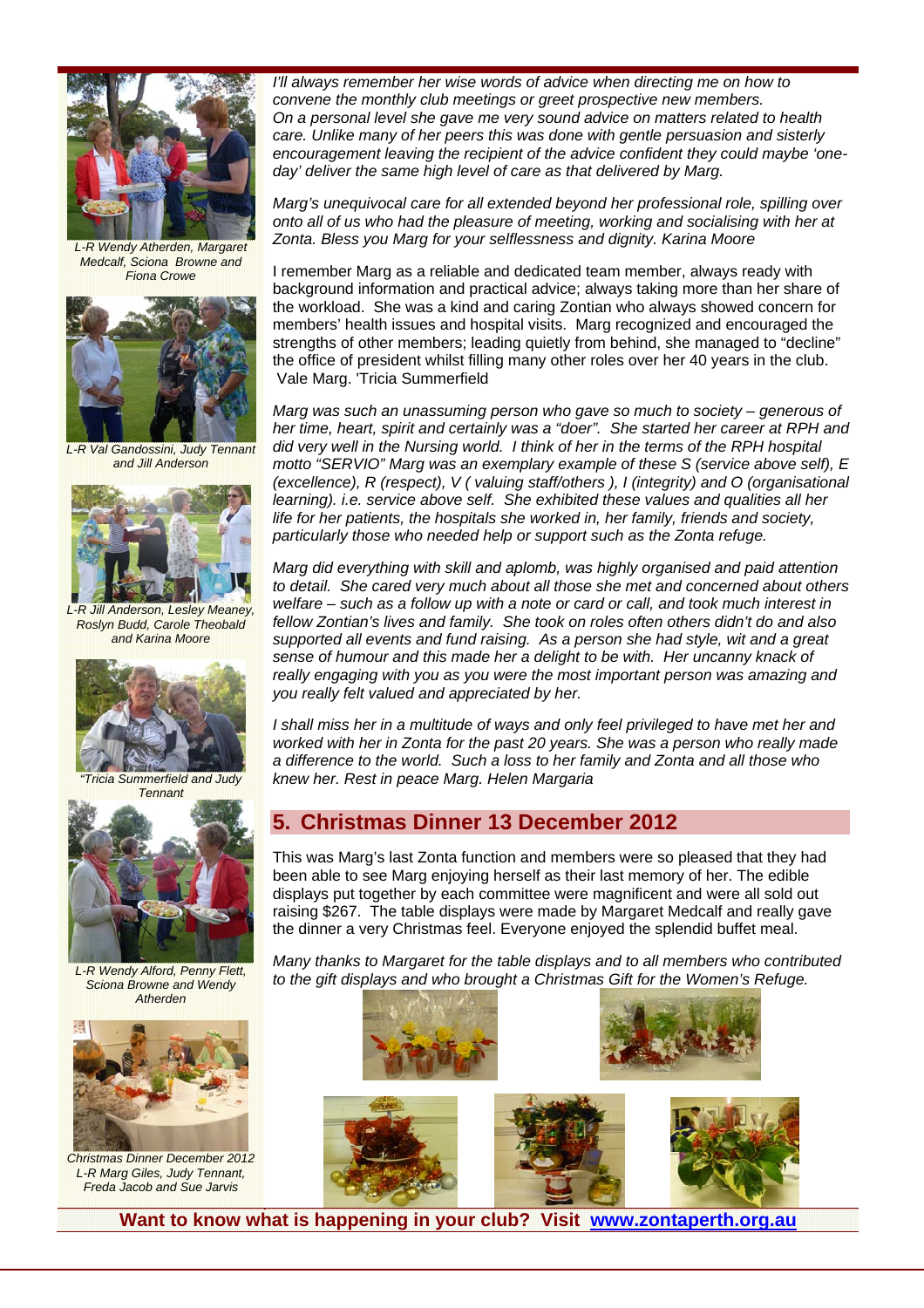*I'll always remember her wise words of advice when directing me on how to convene the monthly club meetings or greet prospective new members.*
*On a personal level she gave me very sound advice on matters related to health care. Unlike many of her peers this was done with gentle persuasion and sisterly encouragement leaving the recipient of the advice confident they could maybe 'one-day' deliver the same high level of care as that delivered by Marg.*

*Marg's unequivocal care for all extended beyond her professional role, spilling over onto all of us who had the pleasure of meeting, working and socialising with her at Zonta. Bless you Marg for your selflessness and dignity. Karina Moore*

I remember Marg as a reliable and dedicated team member, always ready with background information and practical advice; always taking more than her share of the workload. She was a kind and caring Zontian who always showed concern for members' health issues and hospital visits. Marg recognized and encouraged the strengths of other members; leading quietly from behind, she managed to "decline" the office of president whilst filling many other roles over her 40 years in the club. Vale Marg. 'Tricia Summerfield

*Marg was such an unassuming person who gave so much to society – generous of her time, heart, spirit and certainly was a "doer". She started her career at RPH and did very well in the Nursing world. I think of her in the terms of the RPH hospital motto "SERVIO" Marg was an exemplary example of these S (service above self), E (excellence), R (respect), V ( valuing staff/others ), I (integrity) and O (organisational learning). i.e. service above self. She exhibited these values and qualities all her life for her patients, the hospitals she worked in, her family, friends and society, particularly those who needed help or support such as the Zonta refuge.*

*Marg did everything with skill and aplomb, was highly organised and paid attention to detail. She cared very much about all those she met and concerned about others welfare – such as a follow up with a note or card or call, and took much interest in fellow Zontian's lives and family. She took on roles often others didn't do and also supported all events and fund raising. As a person she had style, wit and a great sense of humour and this made her a delight to be with. Her uncanny knack of really engaging with you as you were the most important person was amazing and you really felt valued and appreciated by her.*

*I shall miss her in a multitude of ways and only feel privileged to have met her and worked with her in Zonta for the past 20 years. She was a person who really made a difference to the world. Such a loss to her family and Zonta and all those who knew her. Rest in peace Marg. Helen Margaria*

## 5. Christmas Dinner 13 December 2012

This was Marg's last Zonta function and members were so pleased that they had been able to see Marg enjoying herself as their last memory of her. The edible displays put together by each committee were magnificent and were all sold out raising $267. The table displays were made by Margaret Medcalf and really gave the dinner a very Christmas feel. Everyone enjoyed the splendid buffet meal.

*Many thanks to Margaret for the table displays and to all members who contributed to the gift displays and who brought a Christmas Gift for the Women's Refuge.*

*L-R Wendy Atherden, Margaret Medcalf, Sciona Browne and Fiona Crowe*

*L-R Val Gandossini, Judy Tennant and Jill Anderson*

*L-R Jill Anderson, Lesley Meaney, Roslyn Budd, Carole Theobald and Karina Moore*

*'Tricia Summerfield and Judy Tennant*

*L-R Wendy Alford, Penny Flett, Sciona Browne and Wendy Atherden*

*Christmas Dinner December 2012 L-R Marg Giles, Judy Tennant, Freda Jacob and Sue Jarvis*

**Want to know what is happening in your club? Visit [www.zontaperth.org.au](www.zontaperth.org.au)**